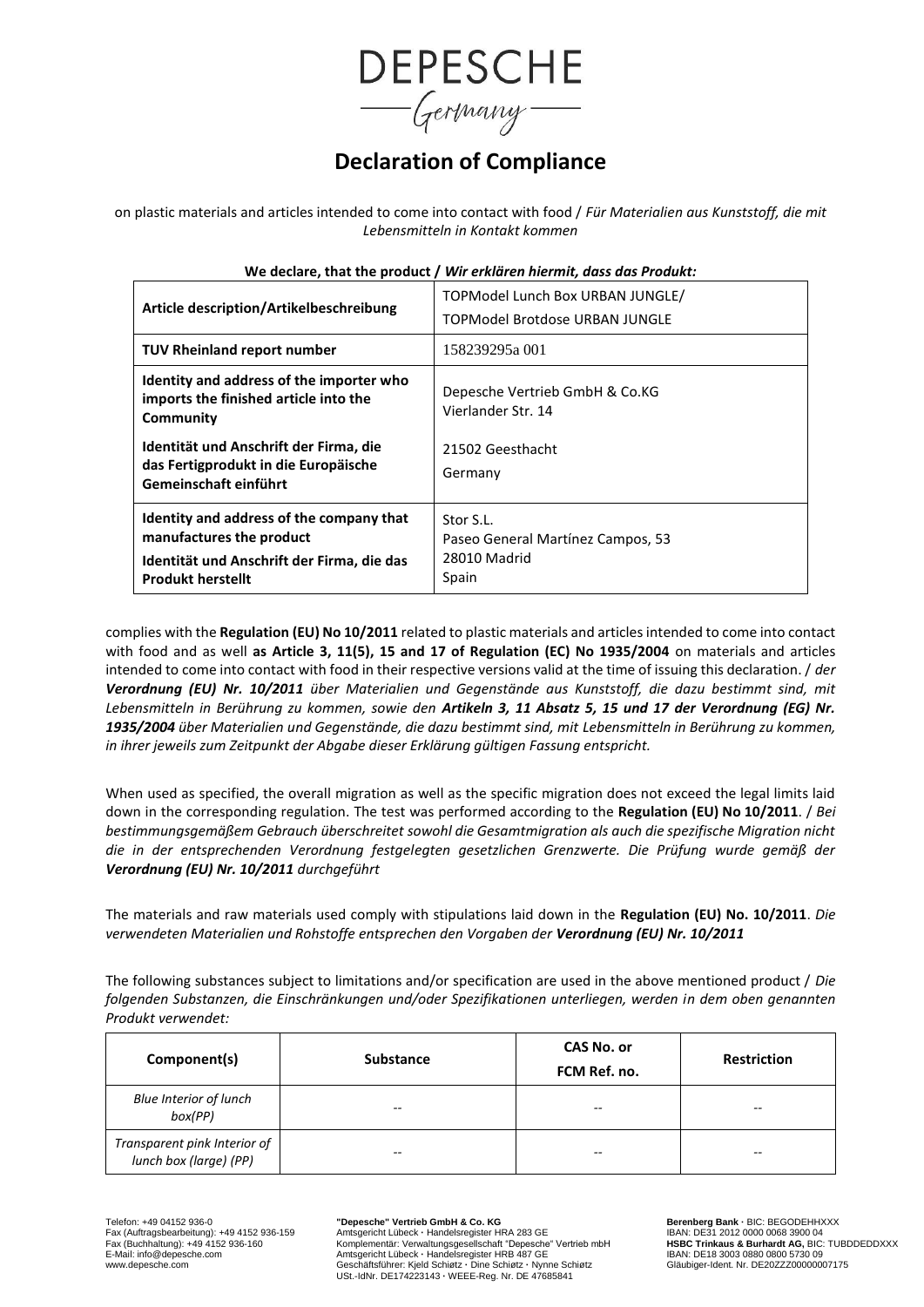DEPESCHE

Germany

# Declaration of Compliance

on plastic materials and articles intended to come into contact with food / *Für Materialien aus Kunststoff, die mit Lebensmitteln in Kontakt kommen*

**We declare, that the product / *Wir erklären hiermit, dass das Produkt:***

| | |
|---|---|
| **Article description/Artikelbeschreibung** | TOPModel Lunch Box URBAN JUNGLE/ TOPModel Brotdose URBAN JUNGLE |
| **TUV Rheinland report number** | 158239295a 001 |
| **Identity and address of the importer who imports the finished article into the Community** **Identität und Anschrift der Firma, die das Fertigprodukt in die Europäische Gemeinschaft einführt** | Depesche Vertrieb GmbH & Co.KG Vierlander Str. 14 21502 Geesthacht Germany |
| **Identity and address of the company that manufactures the product** **Identität und Anschrift der Firma, die das Produkt herstellt** | Stor S.L. Paseo General Martínez Campos, 53 28010 Madrid Spain |

complies with the **Regulation (EU) No 10/2011** related to plastic materials and articles intended to come into contact with food and as well **as Article 3, 11(5), 15 and 17 of Regulation (EC) No 1935/2004** on materials and articles intended to come into contact with food in their respective versions valid at the time of issuing this declaration. / *der **Verordnung (EU) Nr. 10/2011** über Materialien und Gegenstände aus Kunststoff, die dazu bestimmt sind, mit Lebensmitteln in Berührung zu kommen, sowie den **Artikeln 3, 11 Absatz 5, 15 und 17 der Verordnung (EG) Nr. 1935/2004** über Materialien und Gegenstände, die dazu bestimmt sind, mit Lebensmitteln in Berührung zu kommen, in ihrer jeweils zum Zeitpunkt der Abgabe dieser Erklärung gültigen Fassung entspricht.*

When used as specified, the overall migration as well as the specific migration does not exceed the legal limits laid down in the corresponding regulation. The test was performed according to the **Regulation (EU) No 10/2011**. / *Bei bestimmungsgemäßem Gebrauch überschreitet sowohl die Gesamtmigration als auch die spezifische Migration nicht die in der entsprechenden Verordnung festgelegten gesetzlichen Grenzwerte. Die Prüfung wurde gemäß der **Verordnung (EU) Nr. 10/2011** durchgeführt*

The materials and raw materials used comply with stipulations laid down in the **Regulation (EU) No. 10/2011**. *Die verwendeten Materialien und Rohstoffe entsprechen den Vorgaben der **Verordnung (EU) Nr. 10/2011***

The following substances subject to limitations and/or specification are used in the above mentioned product / *Die folgenden Substanzen, die Einschränkungen und/oder Spezifikationen unterliegen, werden in dem oben genannten Produkt verwendet:*

| Component(s) | Substance | CAS No. or FCM Ref. no. | Restriction |
|---|---|---|---|
| *Blue Interior of lunch box(PP)* | -- | -- | -- |
| *Transparent pink Interior of lunch box (large) (PP)* | -- | -- | -- |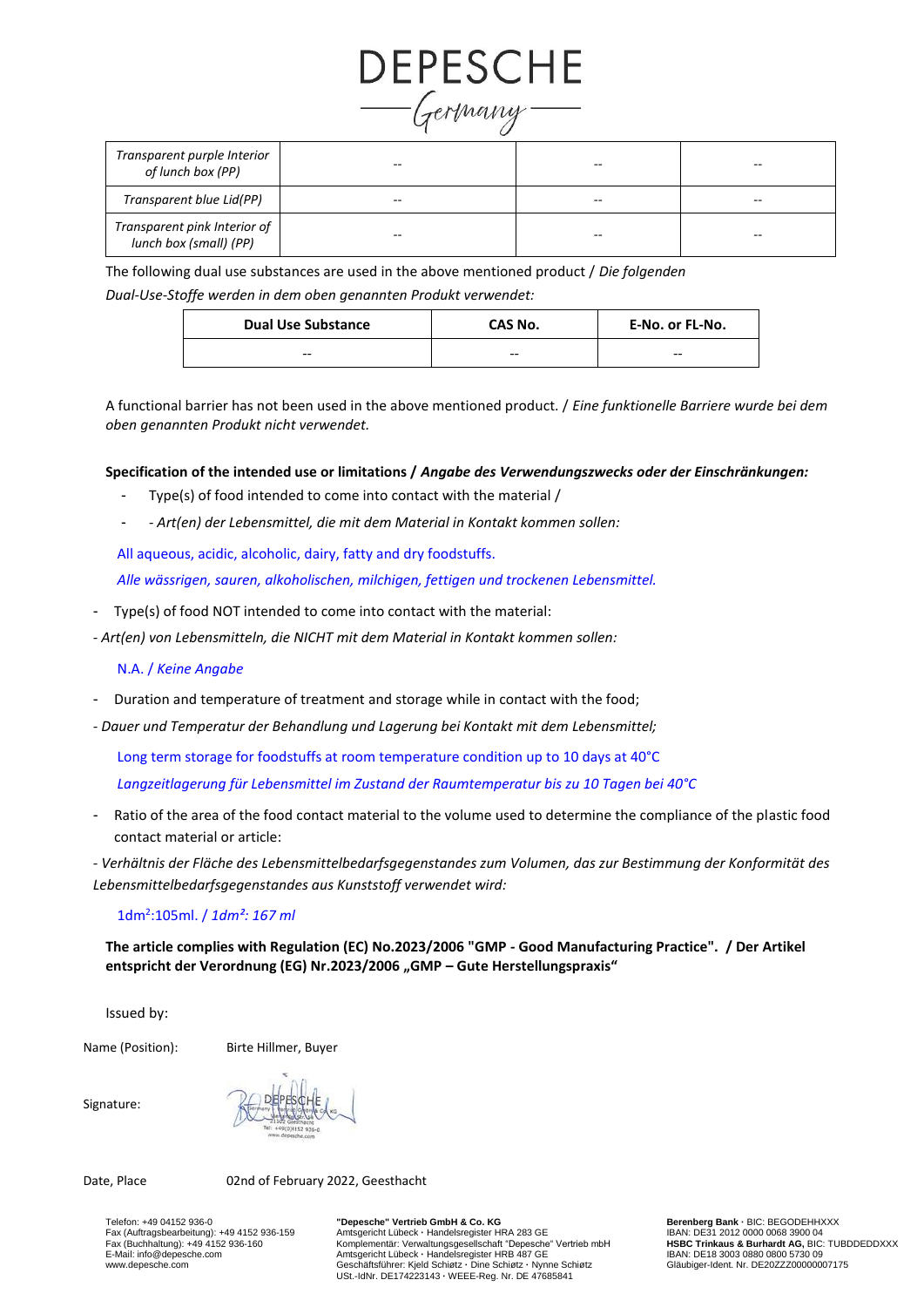| | | | |
|---|---|---|---|
| *Transparent purple Interior of lunch box (PP)* | -- | -- | -- |
| *Transparent blue Lid(PP)* | -- | -- | -- |
| *Transparent pink Interior of lunch box (small) (PP)* | -- | -- | -- |

The following dual use substances are used in the above mentioned product / *Die folgenden Dual-Use-Stoffe werden in dem oben genannten Produkt verwendet:*

| Dual Use Substance | CAS No. | E-No. or FL-No. |
|---|---|---|
| -- | -- | -- |

A functional barrier has not been used in the above mentioned product. / *Eine funktionelle Barriere wurde bei dem oben genannten Produkt nicht verwendet.*

**Specification of the intended use or limitations /** ***Angabe des Verwendungszwecks oder der Einschränkungen:***

- Type(s) of food intended to come into contact with the material /
- *- Art(en) der Lebensmittel, die mit dem Material in Kontakt kommen sollen:*

All aqueous, acidic, alcoholic, dairy, fatty and dry foodstuffs.

*Alle wässrigen, sauren, alkoholischen, milchigen, fettigen und trockenen Lebensmittel.*

- Type(s) of food NOT intended to come into contact with the material:

*- Art(en) von Lebensmitteln, die NICHT mit dem Material in Kontakt kommen sollen:*

N.A. / *Keine Angabe*

- Duration and temperature of treatment and storage while in contact with the food;

*- Dauer und Temperatur der Behandlung und Lagerung bei Kontakt mit dem Lebensmittel;*

Long term storage for foodstuffs at room temperature condition up to 10 days at 40°C

*Langzeitlagerung für Lebensmittel im Zustand der Raumtemperatur bis zu 10 Tagen bei 40°C*

- Ratio of the area of the food contact material to the volume used to determine the compliance of the plastic food contact material or article:

*- Verhältnis der Fläche des Lebensmittelbedarfsgegenstandes zum Volumen, das zur Bestimmung der Konformität des Lebensmittelbedarfsgegenstandes aus Kunststoff verwendet wird:*

$1dm^2$:105ml. / *$1dm^2$: 167 ml*

**The article complies with Regulation (EC) No.2023/2006 "GMP - Good Manufacturing Practice". / Der Artikel entspricht der Verordnung (EG) Nr.2023/2006 „GMP – Gute Herstellungspraxis“**

Issued by:

Name (Position): Birte Hillmer, Buyer

Signature:

Date, Place 02nd of February 2022, Geesthacht